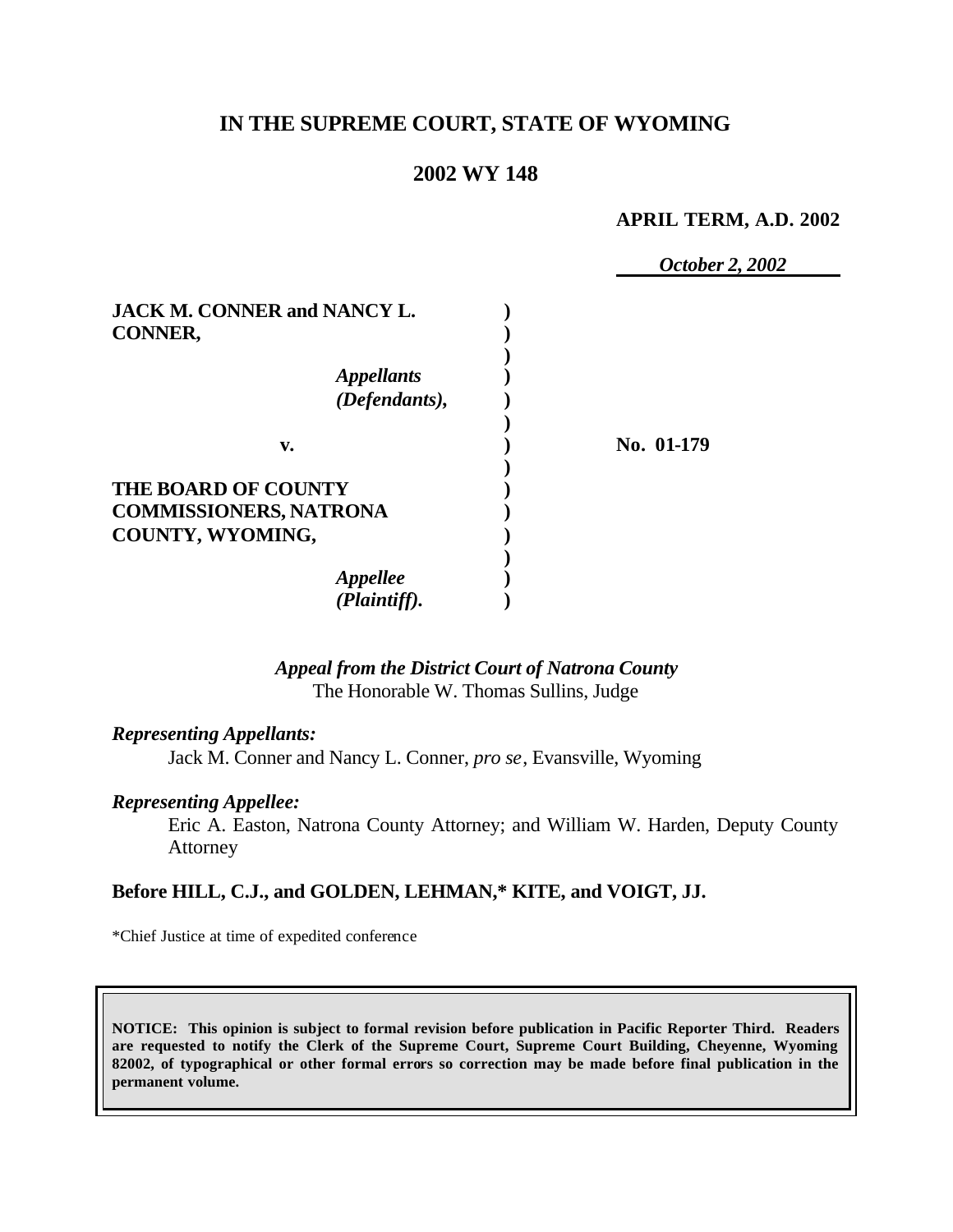# IN THE SUPREME COURT, STATE OF WYOMING

## 2002 WY 148

**APRIL TERM, A.D. 2002**

*October 2, 2002*

**JACK M. CONNER and NANCY L. CONNER,**

*Appellants (Defendants),*

**v.**

**THE BOARD OF COUNTY COMMISSIONERS, NATRONA COUNTY, WYOMING,**

*Appellee (Plaintiff).*

**No. 01-179**

*Appeal from the District Court of Natrona County*
The Honorable W. Thomas Sullins, Judge

*Representing Appellants:*

Jack M. Conner and Nancy L. Conner, *pro se*, Evansville, Wyoming

*Representing Appellee:*

Eric A. Easton, Natrona County Attorney; and William W. Harden, Deputy County Attorney

**Before HILL, C.J., and GOLDEN, LEHMAN,\* KITE, and VOIGT, JJ.**

\*Chief Justice at time of expedited conference

**NOTICE: This opinion is subject to formal revision before publication in Pacific Reporter Third. Readers are requested to notify the Clerk of the Supreme Court, Supreme Court Building, Cheyenne, Wyoming 82002, of typographical or other formal errors so correction may be made before final publication in the permanent volume.**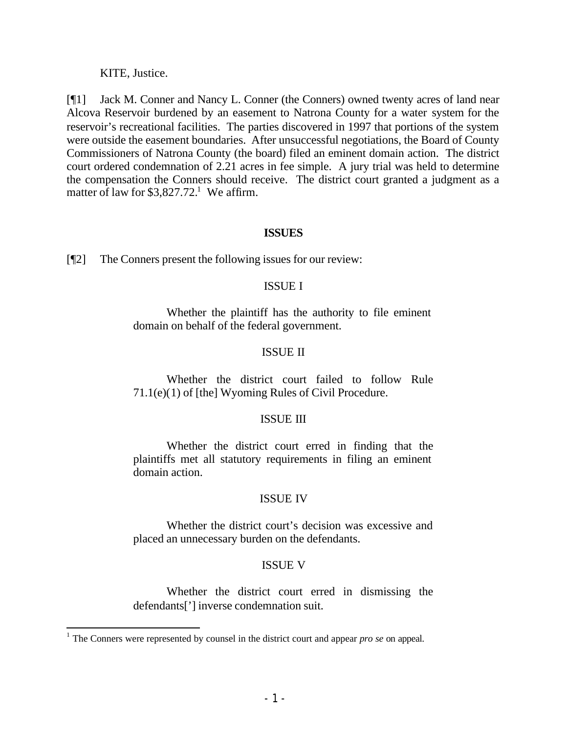KITE, Justice.

[¶1] Jack M. Conner and Nancy L. Conner (the Conners) owned twenty acres of land near Alcova Reservoir burdened by an easement to Natrona County for a water system for the reservoir's recreational facilities. The parties discovered in 1997 that portions of the system were outside the easement boundaries. After unsuccessful negotiations, the Board of County Commissioners of Natrona County (the board) filed an eminent domain action. The district court ordered condemnation of 2.21 acres in fee simple. A jury trial was held to determine the compensation the Conners should receive. The district court granted a judgment as a matter of law for $3,827.72.[1] We affirm.

## ISSUES

[¶2] The Conners present the following issues for our review:

ISSUE I

> Whether the plaintiff has the authority to file eminent domain on behalf of the federal government.

ISSUE II

> Whether the district court failed to follow Rule 71.1(e)(1) of [the] Wyoming Rules of Civil Procedure.

ISSUE III

> Whether the district court erred in finding that the plaintiffs met all statutory requirements in filing an eminent domain action.

ISSUE IV

> Whether the district court's decision was excessive and placed an unnecessary burden on the defendants.

ISSUE V

> Whether the district court erred in dismissing the defendants['] inverse condemnation suit.

[1] The Conners were represented by counsel in the district court and appear *pro se* on appeal.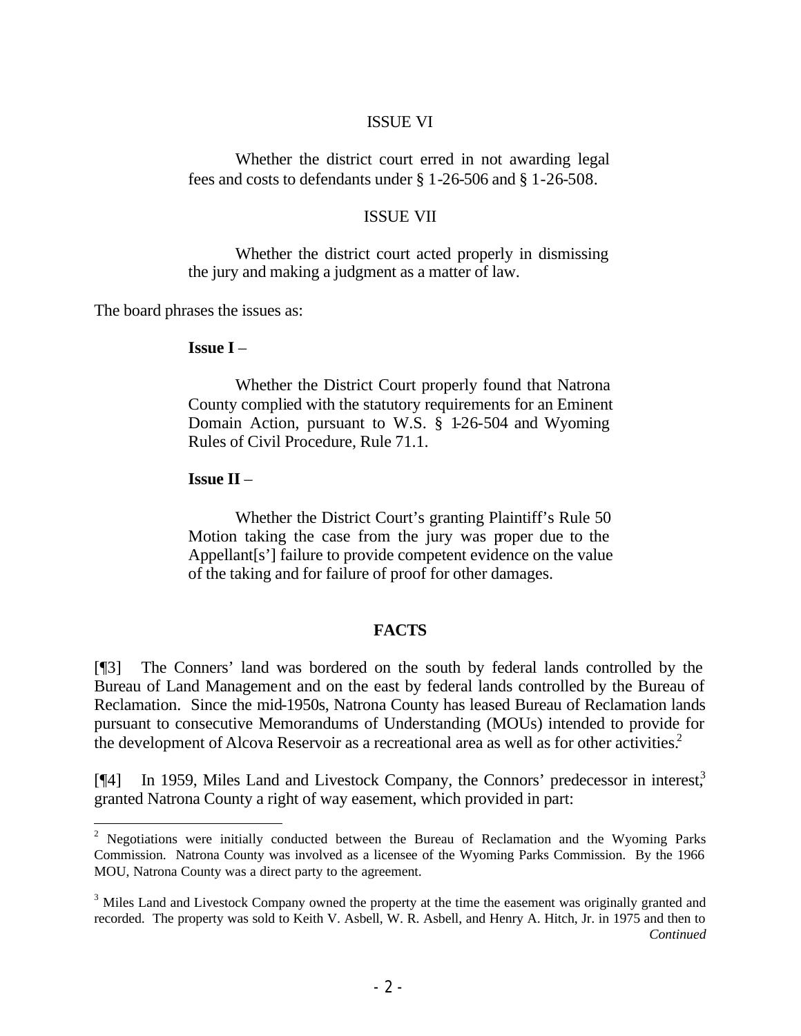ISSUE VI

Whether the district court erred in not awarding legal fees and costs to defendants under § 1-26-506 and § 1-26-508.

ISSUE VII

Whether the district court acted properly in dismissing the jury and making a judgment as a matter of law.

The board phrases the issues as:

**Issue I** –

Whether the District Court properly found that Natrona County complied with the statutory requirements for an Eminent Domain Action, pursuant to W.S. § 1-26-504 and Wyoming Rules of Civil Procedure, Rule 71.1.

**Issue II** –

Whether the District Court's granting Plaintiff's Rule 50 Motion taking the case from the jury was proper due to the Appellant[s'] failure to provide competent evidence on the value of the taking and for failure of proof for other damages.

## FACTS

[¶3] The Conners' land was bordered on the south by federal lands controlled by the Bureau of Land Management and on the east by federal lands controlled by the Bureau of Reclamation. Since the mid-1950s, Natrona County has leased Bureau of Reclamation lands pursuant to consecutive Memorandums of Understanding (MOUs) intended to provide for the development of Alcova Reservoir as a recreational area as well as for other activities.[2]

[¶4] In 1959, Miles Land and Livestock Company, the Connors' predecessor in interest,[3] granted Natrona County a right of way easement, which provided in part:

---

[2] Negotiations were initially conducted between the Bureau of Reclamation and the Wyoming Parks Commission. Natrona County was involved as a licensee of the Wyoming Parks Commission. By the 1966 MOU, Natrona County was a direct party to the agreement.

[3] Miles Land and Livestock Company owned the property at the time the easement was originally granted and recorded. The property was sold to Keith V. Asbell, W. R. Asbell, and Henry A. Hitch, Jr. in 1975 and then to *Continued*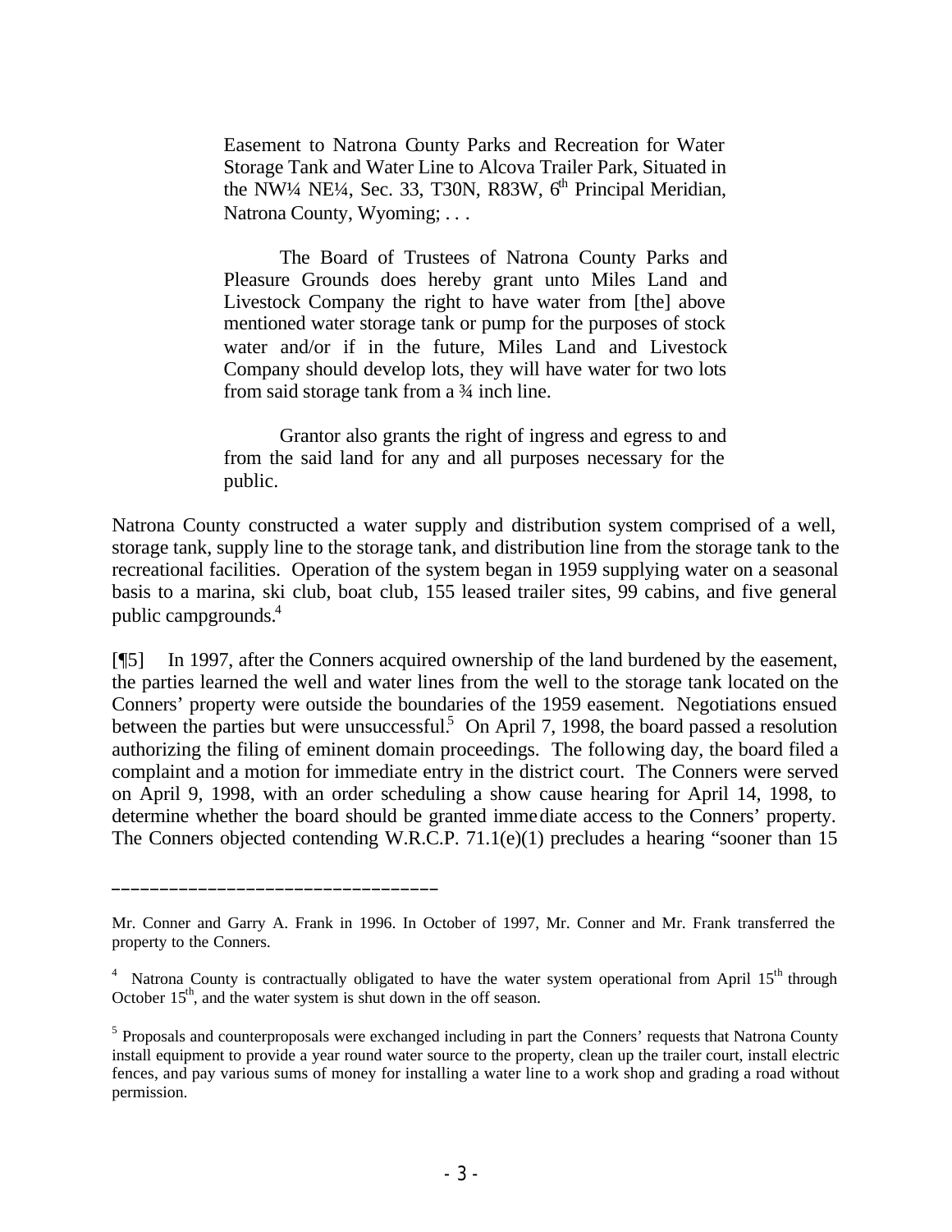> Easement to Natrona County Parks and Recreation for Water Storage Tank and Water Line to Alcova Trailer Park, Situated in the NW¼ NE¼, Sec. 33, T30N, R83W, 6th Principal Meridian, Natrona County, Wyoming; . . .
>
> The Board of Trustees of Natrona County Parks and Pleasure Grounds does hereby grant unto Miles Land and Livestock Company the right to have water from [the] above mentioned water storage tank or pump for the purposes of stock water and/or if in the future, Miles Land and Livestock Company should develop lots, they will have water for two lots from said storage tank from a ¾ inch line.
>
> Grantor also grants the right of ingress and egress to and from the said land for any and all purposes necessary for the public.

Natrona County constructed a water supply and distribution system comprised of a well, storage tank, supply line to the storage tank, and distribution line from the storage tank to the recreational facilities. Operation of the system began in 1959 supplying water on a seasonal basis to a marina, ski club, boat club, 155 leased trailer sites, 99 cabins, and five general public campgrounds.[4]

[¶5] In 1997, after the Conners acquired ownership of the land burdened by the easement, the parties learned the well and water lines from the well to the storage tank located on the Conners' property were outside the boundaries of the 1959 easement. Negotiations ensued between the parties but were unsuccessful.[5] On April 7, 1998, the board passed a resolution authorizing the filing of eminent domain proceedings. The following day, the board filed a complaint and a motion for immediate entry in the district court. The Conners were served on April 9, 1998, with an order scheduling a show cause hearing for April 14, 1998, to determine whether the board should be granted immediate access to the Conners' property. The Conners objected contending W.R.C.P. 71.1(e)(1) precludes a hearing "sooner than 15

---

Mr. Conner and Garry A. Frank in 1996. In October of 1997, Mr. Conner and Mr. Frank transferred the property to the Conners.

[4] Natrona County is contractually obligated to have the water system operational from April 15th through October 15th, and the water system is shut down in the off season.

[5] Proposals and counterproposals were exchanged including in part the Conners' requests that Natrona County install equipment to provide a year round water source to the property, clean up the trailer court, install electric fences, and pay various sums of money for installing a water line to a work shop and grading a road without permission.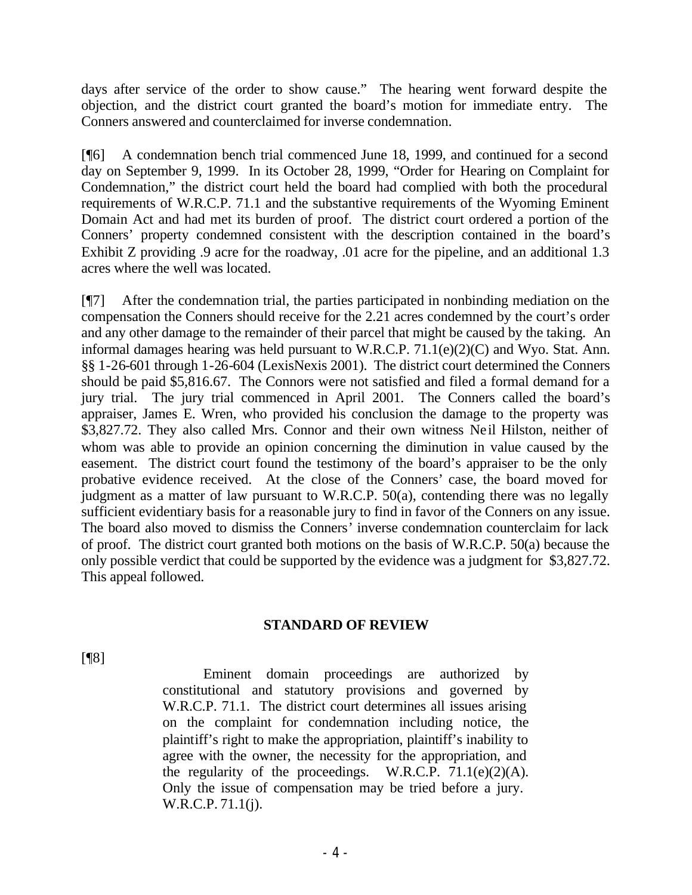days after service of the order to show cause." The hearing went forward despite the objection, and the district court granted the board's motion for immediate entry. The Conners answered and counterclaimed for inverse condemnation.

[¶6] A condemnation bench trial commenced June 18, 1999, and continued for a second day on September 9, 1999. In its October 28, 1999, "Order for Hearing on Complaint for Condemnation," the district court held the board had complied with both the procedural requirements of W.R.C.P. 71.1 and the substantive requirements of the Wyoming Eminent Domain Act and had met its burden of proof. The district court ordered a portion of the Conners' property condemned consistent with the description contained in the board's Exhibit Z providing .9 acre for the roadway, .01 acre for the pipeline, and an additional 1.3 acres where the well was located.

[¶7] After the condemnation trial, the parties participated in nonbinding mediation on the compensation the Conners should receive for the 2.21 acres condemned by the court's order and any other damage to the remainder of their parcel that might be caused by the taking. An informal damages hearing was held pursuant to W.R.C.P. 71.1(e)(2)(C) and Wyo. Stat. Ann. §§ 1-26-601 through 1-26-604 (LexisNexis 2001). The district court determined the Conners should be paid $5,816.67. The Connors were not satisfied and filed a formal demand for a jury trial. The jury trial commenced in April 2001. The Conners called the board's appraiser, James E. Wren, who provided his conclusion the damage to the property was $3,827.72. They also called Mrs. Connor and their own witness Neil Hilston, neither of whom was able to provide an opinion concerning the diminution in value caused by the easement. The district court found the testimony of the board's appraiser to be the only probative evidence received. At the close of the Conners' case, the board moved for judgment as a matter of law pursuant to W.R.C.P. 50(a), contending there was no legally sufficient evidentiary basis for a reasonable jury to find in favor of the Conners on any issue. The board also moved to dismiss the Conners' inverse condemnation counterclaim for lack of proof. The district court granted both motions on the basis of W.R.C.P. 50(a) because the only possible verdict that could be supported by the evidence was a judgment for $3,827.72. This appeal followed.

## STANDARD OF REVIEW

[¶8]

> Eminent domain proceedings are authorized by constitutional and statutory provisions and governed by W.R.C.P. 71.1. The district court determines all issues arising on the complaint for condemnation including notice, the plaintiff's right to make the appropriation, plaintiff's inability to agree with the owner, the necessity for the appropriation, and the regularity of the proceedings. W.R.C.P. 71.1(e)(2)(A). Only the issue of compensation may be tried before a jury. W.R.C.P. 71.1(j).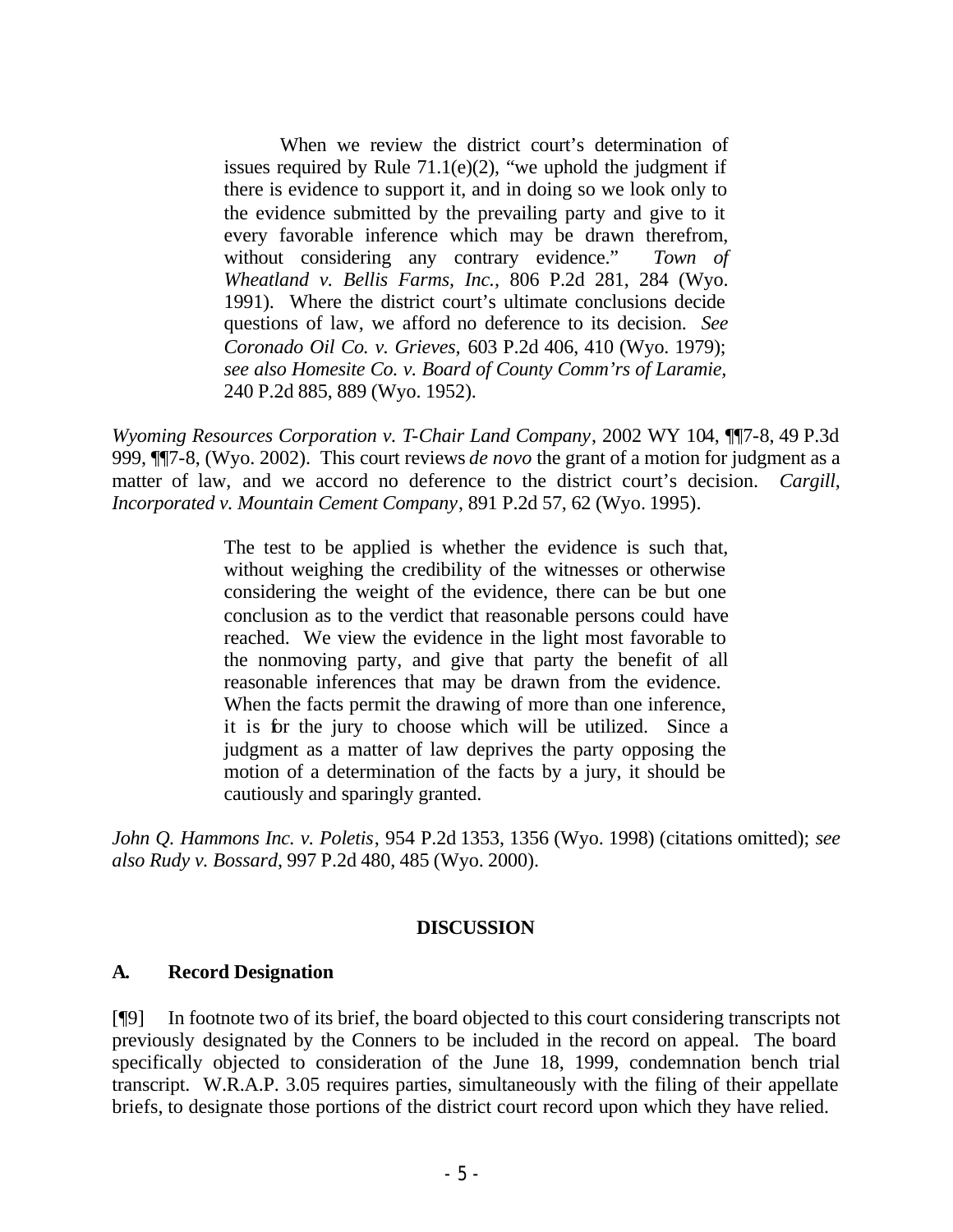> When we review the district court's determination of issues required by Rule 71.1(e)(2), "we uphold the judgment if there is evidence to support it, and in doing so we look only to the evidence submitted by the prevailing party and give to it every favorable inference which may be drawn therefrom, without considering any contrary evidence." *Town of Wheatland v. Bellis Farms, Inc.*, 806 P.2d 281, 284 (Wyo. 1991). Where the district court's ultimate conclusions decide questions of law, we afford no deference to its decision. *See Coronado Oil Co. v. Grieves*, 603 P.2d 406, 410 (Wyo. 1979); *see also Homesite Co. v. Board of County Comm'rs of Laramie*, 240 P.2d 885, 889 (Wyo. 1952).

*Wyoming Resources Corporation v. T-Chair Land Company*, 2002 WY 104, ¶¶7-8, 49 P.3d 999, ¶¶7-8, (Wyo. 2002). This court reviews *de novo* the grant of a motion for judgment as a matter of law, and we accord no deference to the district court's decision. *Cargill, Incorporated v. Mountain Cement Company*, 891 P.2d 57, 62 (Wyo. 1995).

> The test to be applied is whether the evidence is such that, without weighing the credibility of the witnesses or otherwise considering the weight of the evidence, there can be but one conclusion as to the verdict that reasonable persons could have reached. We view the evidence in the light most favorable to the nonmoving party, and give that party the benefit of all reasonable inferences that may be drawn from the evidence. When the facts permit the drawing of more than one inference, it is for the jury to choose which will be utilized. Since a judgment as a matter of law deprives the party opposing the motion of a determination of the facts by a jury, it should be cautiously and sparingly granted.

*John Q. Hammons Inc. v. Poletis*, 954 P.2d 1353, 1356 (Wyo. 1998) (citations omitted); *see also Rudy v. Bossard*, 997 P.2d 480, 485 (Wyo. 2000).

## DISCUSSION

### A. Record Designation

[¶9] In footnote two of its brief, the board objected to this court considering transcripts not previously designated by the Conners to be included in the record on appeal. The board specifically objected to consideration of the June 18, 1999, condemnation bench trial transcript. W.R.A.P. 3.05 requires parties, simultaneously with the filing of their appellate briefs, to designate those portions of the district court record upon which they have relied.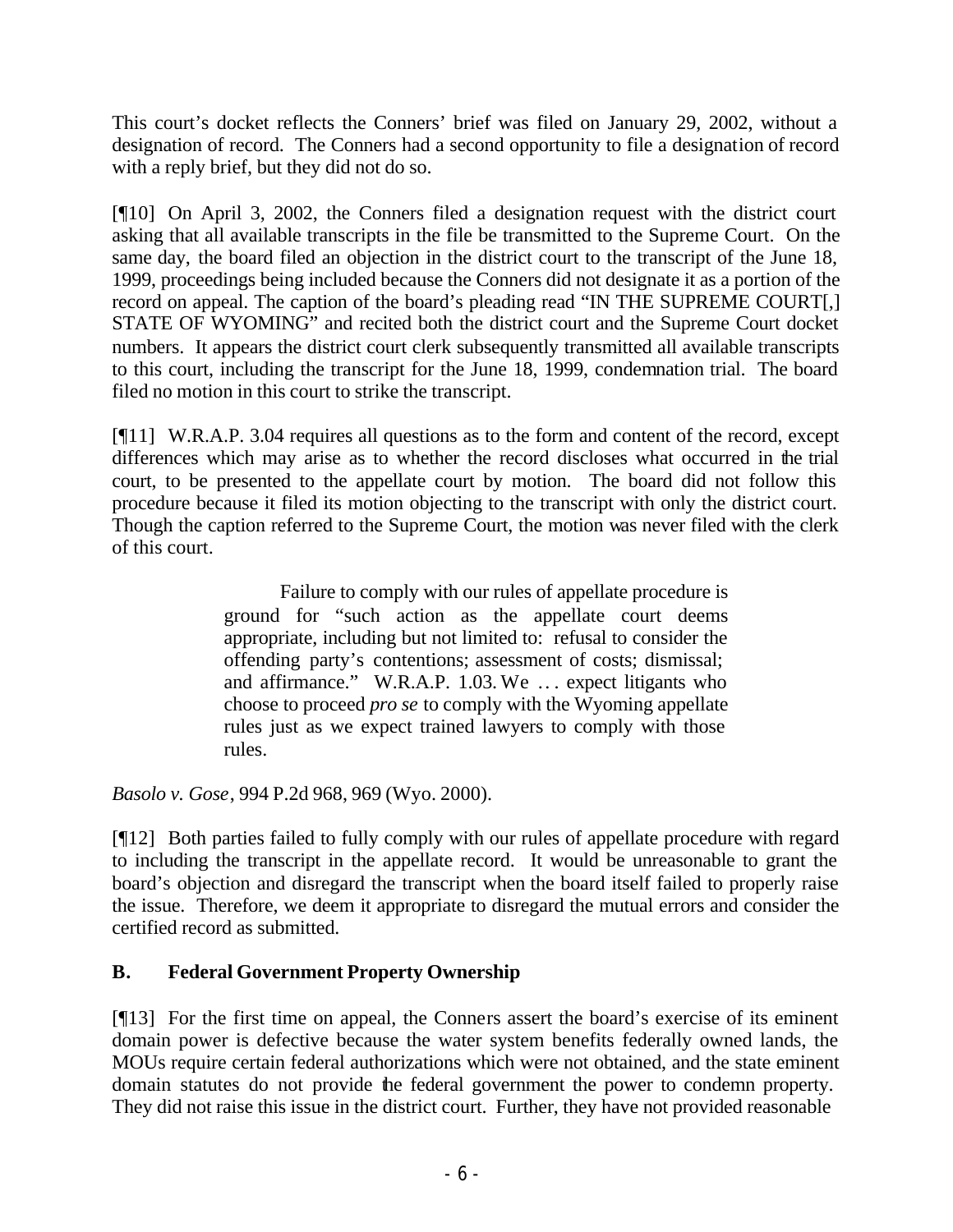This court's docket reflects the Conners' brief was filed on January 29, 2002, without a designation of record. The Conners had a second opportunity to file a designation of record with a reply brief, but they did not do so.

[¶10] On April 3, 2002, the Conners filed a designation request with the district court asking that all available transcripts in the file be transmitted to the Supreme Court. On the same day, the board filed an objection in the district court to the transcript of the June 18, 1999, proceedings being included because the Conners did not designate it as a portion of the record on appeal. The caption of the board's pleading read "IN THE SUPREME COURT[,] STATE OF WYOMING" and recited both the district court and the Supreme Court docket numbers. It appears the district court clerk subsequently transmitted all available transcripts to this court, including the transcript for the June 18, 1999, condemnation trial. The board filed no motion in this court to strike the transcript.

[¶11] W.R.A.P. 3.04 requires all questions as to the form and content of the record, except differences which may arise as to whether the record discloses what occurred in the trial court, to be presented to the appellate court by motion. The board did not follow this procedure because it filed its motion objecting to the transcript with only the district court. Though the caption referred to the Supreme Court, the motion was never filed with the clerk of this court.

> Failure to comply with our rules of appellate procedure is ground for "such action as the appellate court deems appropriate, including but not limited to: refusal to consider the offending party's contentions; assessment of costs; dismissal; and affirmance." W.R.A.P. 1.03. We … expect litigants who choose to proceed *pro se* to comply with the Wyoming appellate rules just as we expect trained lawyers to comply with those rules.

*Basolo v. Gose*, 994 P.2d 968, 969 (Wyo. 2000).

[¶12] Both parties failed to fully comply with our rules of appellate procedure with regard to including the transcript in the appellate record. It would be unreasonable to grant the board's objection and disregard the transcript when the board itself failed to properly raise the issue. Therefore, we deem it appropriate to disregard the mutual errors and consider the certified record as submitted.

### B. Federal Government Property Ownership

[¶13] For the first time on appeal, the Conners assert the board's exercise of its eminent domain power is defective because the water system benefits federally owned lands, the MOUs require certain federal authorizations which were not obtained, and the state eminent domain statutes do not provide the federal government the power to condemn property. They did not raise this issue in the district court. Further, they have not provided reasonable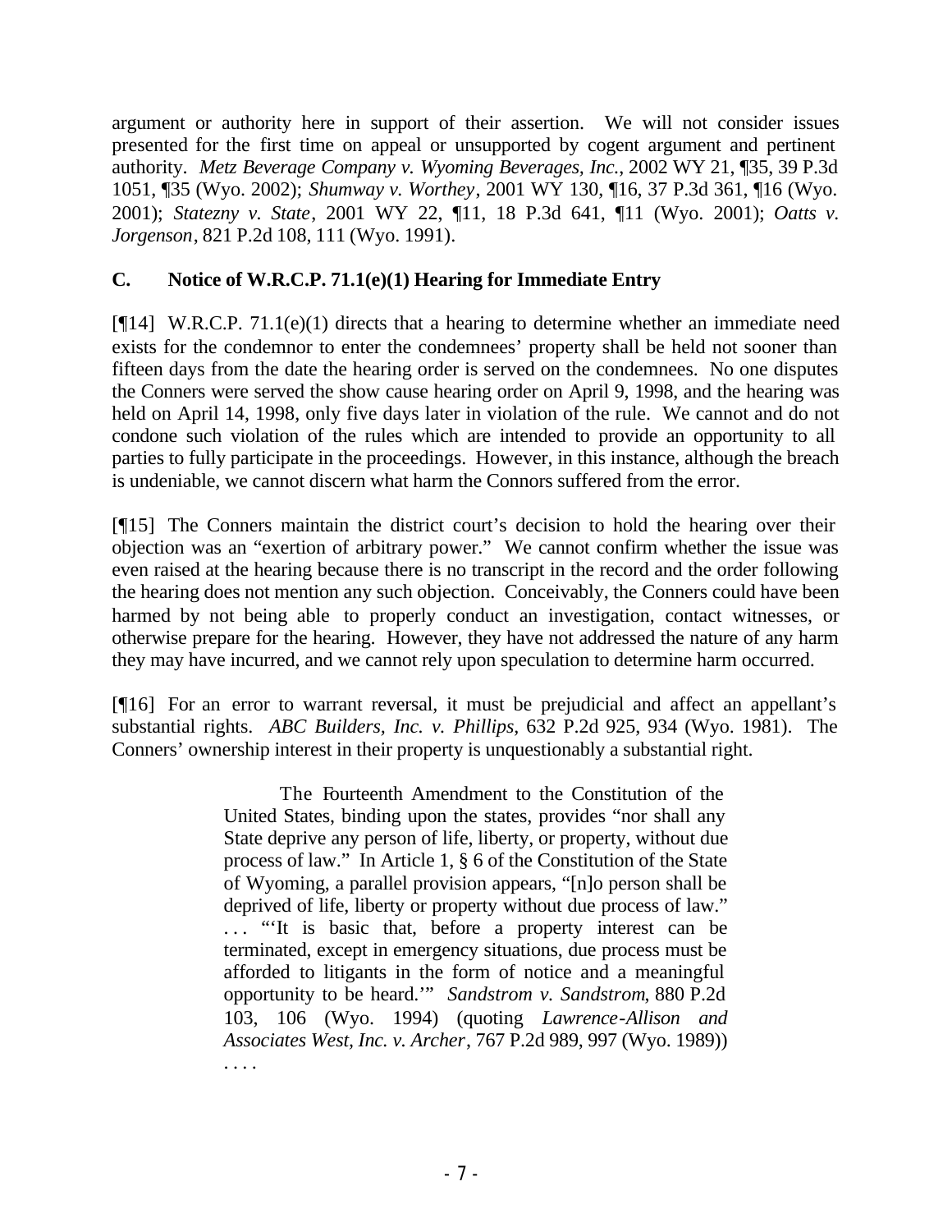argument or authority here in support of their assertion. We will not consider issues presented for the first time on appeal or unsupported by cogent argument and pertinent authority. *Metz Beverage Company v. Wyoming Beverages, Inc.*, 2002 WY 21, ¶35, 39 P.3d 1051, ¶35 (Wyo. 2002); *Shumway v. Worthey*, 2001 WY 130, ¶16, 37 P.3d 361, ¶16 (Wyo. 2001); *Statezny v. State*, 2001 WY 22, ¶11, 18 P.3d 641, ¶11 (Wyo. 2001); *Oatts v. Jorgenson*, 821 P.2d 108, 111 (Wyo. 1991).

### C. Notice of W.R.C.P. 71.1(e)(1) Hearing for Immediate Entry

[¶14] W.R.C.P. 71.1(e)(1) directs that a hearing to determine whether an immediate need exists for the condemnor to enter the condemnees' property shall be held not sooner than fifteen days from the date the hearing order is served on the condemnees. No one disputes the Conners were served the show cause hearing order on April 9, 1998, and the hearing was held on April 14, 1998, only five days later in violation of the rule. We cannot and do not condone such violation of the rules which are intended to provide an opportunity to all parties to fully participate in the proceedings. However, in this instance, although the breach is undeniable, we cannot discern what harm the Connors suffered from the error.

[¶15] The Conners maintain the district court's decision to hold the hearing over their objection was an "exertion of arbitrary power." We cannot confirm whether the issue was even raised at the hearing because there is no transcript in the record and the order following the hearing does not mention any such objection. Conceivably, the Conners could have been harmed by not being able to properly conduct an investigation, contact witnesses, or otherwise prepare for the hearing. However, they have not addressed the nature of any harm they may have incurred, and we cannot rely upon speculation to determine harm occurred.

[¶16] For an error to warrant reversal, it must be prejudicial and affect an appellant's substantial rights. *ABC Builders, Inc. v. Phillips*, 632 P.2d 925, 934 (Wyo. 1981). The Conners' ownership interest in their property is unquestionably a substantial right.

> The Fourteenth Amendment to the Constitution of the United States, binding upon the states, provides "nor shall any State deprive any person of life, liberty, or property, without due process of law." In Article 1, § 6 of the Constitution of the State of Wyoming, a parallel provision appears, "[n]o person shall be deprived of life, liberty or property without due process of law." . . . "'It is basic that, before a property interest can be terminated, except in emergency situations, due process must be afforded to litigants in the form of notice and a meaningful opportunity to be heard.'" *Sandstrom v. Sandstrom*, 880 P.2d 103, 106 (Wyo. 1994) (quoting *Lawrence-Allison and Associates West, Inc. v. Archer*, 767 P.2d 989, 997 (Wyo. 1989)) . . . .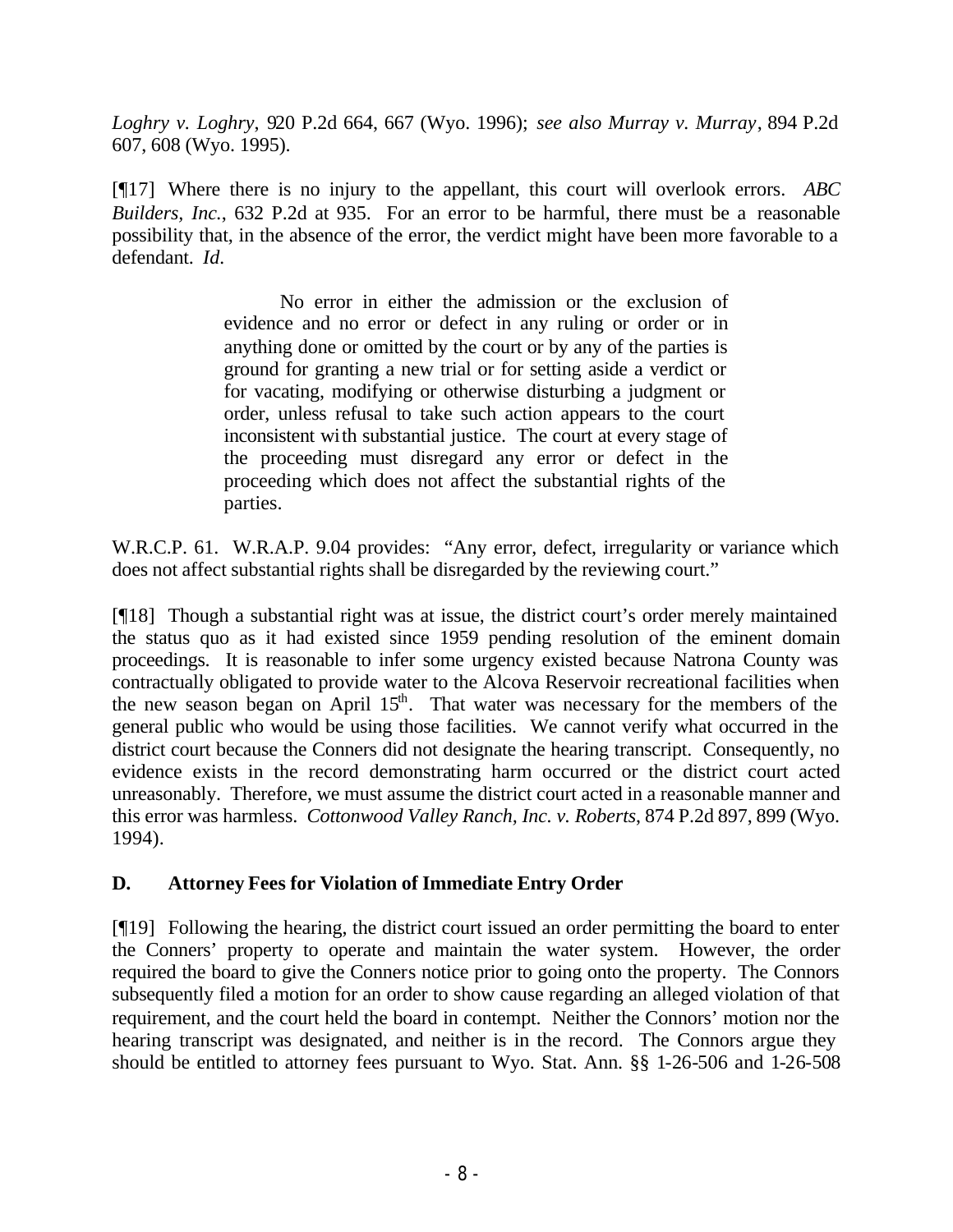*Loghry v. Loghry*, 920 P.2d 664, 667 (Wyo. 1996); *see also Murray v. Murray*, 894 P.2d 607, 608 (Wyo. 1995).

[¶17] Where there is no injury to the appellant, this court will overlook errors. *ABC Builders, Inc.*, 632 P.2d at 935. For an error to be harmful, there must be a reasonable possibility that, in the absence of the error, the verdict might have been more favorable to a defendant. *Id.*

> No error in either the admission or the exclusion of evidence and no error or defect in any ruling or order or in anything done or omitted by the court or by any of the parties is ground for granting a new trial or for setting aside a verdict or for vacating, modifying or otherwise disturbing a judgment or order, unless refusal to take such action appears to the court inconsistent with substantial justice. The court at every stage of the proceeding must disregard any error or defect in the proceeding which does not affect the substantial rights of the parties.

W.R.C.P. 61. W.R.A.P. 9.04 provides: "Any error, defect, irregularity or variance which does not affect substantial rights shall be disregarded by the reviewing court."

[¶18] Though a substantial right was at issue, the district court's order merely maintained the status quo as it had existed since 1959 pending resolution of the eminent domain proceedings. It is reasonable to infer some urgency existed because Natrona County was contractually obligated to provide water to the Alcova Reservoir recreational facilities when the new season began on April 15th. That water was necessary for the members of the general public who would be using those facilities. We cannot verify what occurred in the district court because the Conners did not designate the hearing transcript. Consequently, no evidence exists in the record demonstrating harm occurred or the district court acted unreasonably. Therefore, we must assume the district court acted in a reasonable manner and this error was harmless. *Cottonwood Valley Ranch, Inc. v. Roberts*, 874 P.2d 897, 899 (Wyo. 1994).

## D. Attorney Fees for Violation of Immediate Entry Order

[¶19] Following the hearing, the district court issued an order permitting the board to enter the Conners' property to operate and maintain the water system. However, the order required the board to give the Conners notice prior to going onto the property. The Connors subsequently filed a motion for an order to show cause regarding an alleged violation of that requirement, and the court held the board in contempt. Neither the Connors' motion nor the hearing transcript was designated, and neither is in the record. The Connors argue they should be entitled to attorney fees pursuant to Wyo. Stat. Ann. §§ 1-26-506 and 1-26-508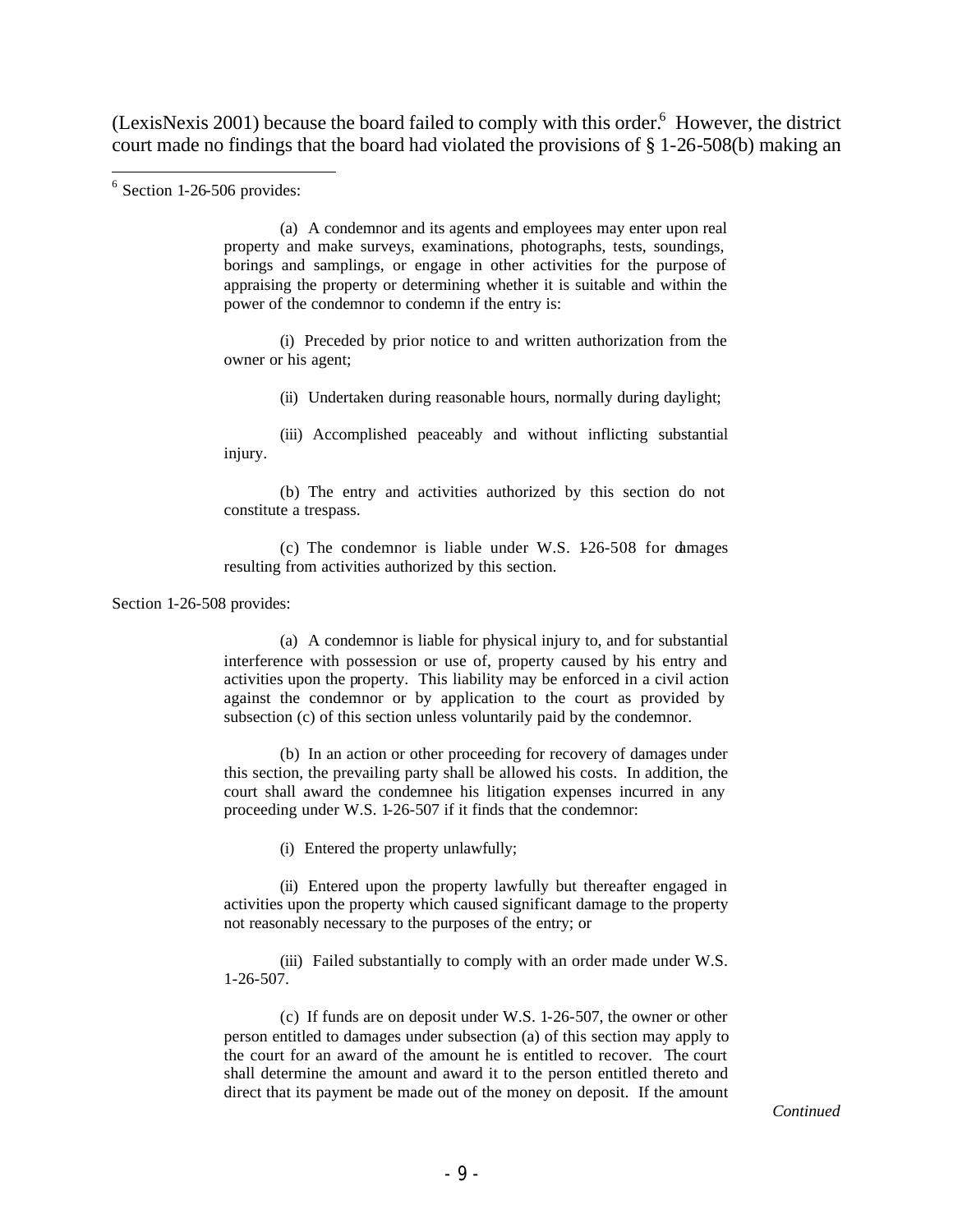(LexisNexis 2001) because the board failed to comply with this order.[6] However, the district court made no findings that the board had violated the provisions of § 1-26-508(b) making an

---

[6] Section 1-26-506 provides:

> (a) A condemnor and its agents and employees may enter upon real property and make surveys, examinations, photographs, tests, soundings, borings and samplings, or engage in other activities for the purpose of appraising the property or determining whether it is suitable and within the power of the condemnor to condemn if the entry is:
>
> (i) Preceded by prior notice to and written authorization from the owner or his agent;
>
> (ii) Undertaken during reasonable hours, normally during daylight;
>
> (iii) Accomplished peaceably and without inflicting substantial injury.
>
> (b) The entry and activities authorized by this section do not constitute a trespass.
>
> (c) The condemnor is liable under W.S. 1-26-508 for damages resulting from activities authorized by this section.

Section 1-26-508 provides:

> (a) A condemnor is liable for physical injury to, and for substantial interference with possession or use of, property caused by his entry and activities upon the property. This liability may be enforced in a civil action against the condemnor or by application to the court as provided by subsection (c) of this section unless voluntarily paid by the condemnor.
>
> (b) In an action or other proceeding for recovery of damages under this section, the prevailing party shall be allowed his costs. In addition, the court shall award the condemnee his litigation expenses incurred in any proceeding under W.S. 1-26-507 if it finds that the condemnor:
>
> (i) Entered the property unlawfully;
>
> (ii) Entered upon the property lawfully but thereafter engaged in activities upon the property which caused significant damage to the property not reasonably necessary to the purposes of the entry; or
>
> (iii) Failed substantially to comply with an order made under W.S. 1-26-507.
>
> (c) If funds are on deposit under W.S. 1-26-507, the owner or other person entitled to damages under subsection (a) of this section may apply to the court for an award of the amount he is entitled to recover. The court shall determine the amount and award it to the person entitled thereto and direct that its payment be made out of the money on deposit. If the amount

*Continued*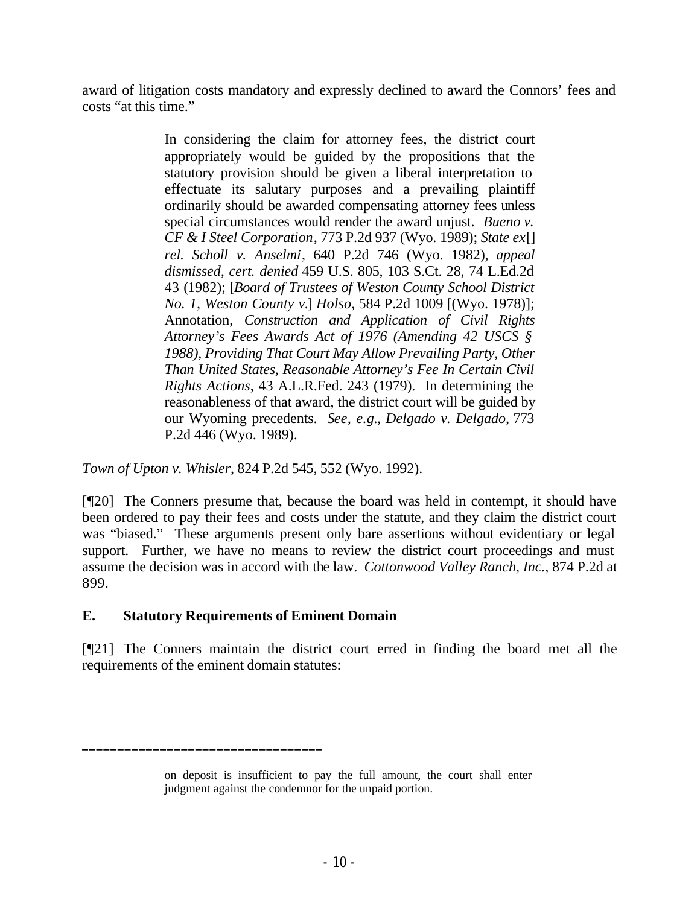award of litigation costs mandatory and expressly declined to award the Connors' fees and costs "at this time."

> In considering the claim for attorney fees, the district court appropriately would be guided by the propositions that the statutory provision should be given a liberal interpretation to effectuate its salutary purposes and a prevailing plaintiff ordinarily should be awarded compensating attorney fees unless special circumstances would render the award unjust. *Bueno v. CF & I Steel Corporation*, 773 P.2d 937 (Wyo. 1989); *State ex*[] *rel. Scholl v. Anselmi*, 640 P.2d 746 (Wyo. 1982), *appeal dismissed, cert. denied* 459 U.S. 805, 103 S.Ct. 28, 74 L.Ed.2d 43 (1982); [*Board of Trustees of Weston County School District No. 1, Weston County v.*] *Holso*, 584 P.2d 1009 [(Wyo. 1978)]; Annotation, *Construction and Application of Civil Rights Attorney's Fees Awards Act of 1976 (Amending 42 USCS § 1988), Providing That Court May Allow Prevailing Party, Other Than United States, Reasonable Attorney's Fee In Certain Civil Rights Actions*, 43 A.L.R.Fed. 243 (1979). In determining the reasonableness of that award, the district court will be guided by our Wyoming precedents. *See, e.g*., *Delgado v. Delgado*, 773 P.2d 446 (Wyo. 1989).

*Town of Upton v. Whisler*, 824 P.2d 545, 552 (Wyo. 1992).

[¶20] The Conners presume that, because the board was held in contempt, it should have been ordered to pay their fees and costs under the statute, and they claim the district court was "biased." These arguments present only bare assertions without evidentiary or legal support. Further, we have no means to review the district court proceedings and must assume the decision was in accord with the law. *Cottonwood Valley Ranch, Inc.*, 874 P.2d at 899.

### E. Statutory Requirements of Eminent Domain

[¶21] The Conners maintain the district court erred in finding the board met all the requirements of the eminent domain statutes:

---

on deposit is insufficient to pay the full amount, the court shall enter judgment against the condemnor for the unpaid portion.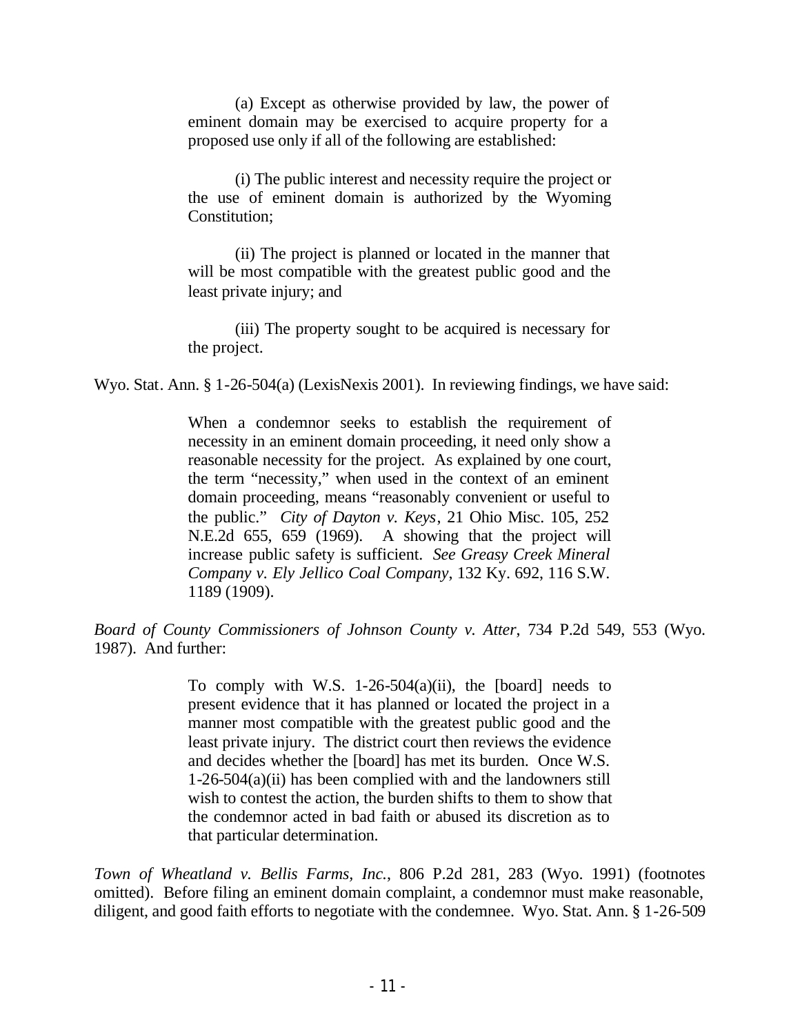> (a) Except as otherwise provided by law, the power of eminent domain may be exercised to acquire property for a proposed use only if all of the following are established:
>
> (i) The public interest and necessity require the project or the use of eminent domain is authorized by the Wyoming Constitution;
>
> (ii) The project is planned or located in the manner that will be most compatible with the greatest public good and the least private injury; and
>
> (iii) The property sought to be acquired is necessary for the project.

Wyo. Stat. Ann. § 1-26-504(a) (LexisNexis 2001). In reviewing findings, we have said:

> When a condemnor seeks to establish the requirement of necessity in an eminent domain proceeding, it need only show a reasonable necessity for the project. As explained by one court, the term "necessity," when used in the context of an eminent domain proceeding, means "reasonably convenient or useful to the public." *City of Dayton v. Keys*, 21 Ohio Misc. 105, 252 N.E.2d 655, 659 (1969). A showing that the project will increase public safety is sufficient. *See Greasy Creek Mineral Company v. Ely Jellico Coal Company*, 132 Ky. 692, 116 S.W. 1189 (1909).

*Board of County Commissioners of Johnson County v. Atter*, 734 P.2d 549, 553 (Wyo. 1987). And further:

> To comply with W.S. 1-26-504(a)(ii), the [board] needs to present evidence that it has planned or located the project in a manner most compatible with the greatest public good and the least private injury. The district court then reviews the evidence and decides whether the [board] has met its burden. Once W.S. 1-26-504(a)(ii) has been complied with and the landowners still wish to contest the action, the burden shifts to them to show that the condemnor acted in bad faith or abused its discretion as to that particular determination.

*Town of Wheatland v. Bellis Farms, Inc.*, 806 P.2d 281, 283 (Wyo. 1991) (footnotes omitted). Before filing an eminent domain complaint, a condemnor must make reasonable, diligent, and good faith efforts to negotiate with the condemnee. Wyo. Stat. Ann. § 1-26-509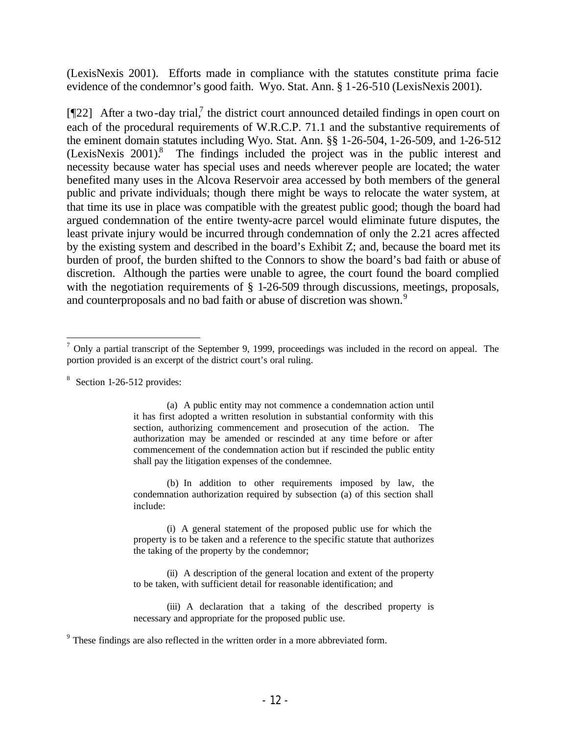(LexisNexis 2001). Efforts made in compliance with the statutes constitute prima facie evidence of the condemnor's good faith. Wyo. Stat. Ann. § 1-26-510 (LexisNexis 2001).

[¶22] After a two-day trial,[7] the district court announced detailed findings in open court on each of the procedural requirements of W.R.C.P. 71.1 and the substantive requirements of the eminent domain statutes including Wyo. Stat. Ann. §§ 1-26-504, 1-26-509, and 1-26-512 (LexisNexis 2001).[8] The findings included the project was in the public interest and necessity because water has special uses and needs wherever people are located; the water benefited many uses in the Alcova Reservoir area accessed by both members of the general public and private individuals; though there might be ways to relocate the water system, at that time its use in place was compatible with the greatest public good; though the board had argued condemnation of the entire twenty-acre parcel would eliminate future disputes, the least private injury would be incurred through condemnation of only the 2.21 acres affected by the existing system and described in the board's Exhibit Z; and, because the board met its burden of proof, the burden shifted to the Connors to show the board's bad faith or abuse of discretion. Although the parties were unable to agree, the court found the board complied with the negotiation requirements of § 1-26-509 through discussions, meetings, proposals, and counterproposals and no bad faith or abuse of discretion was shown.[9]

---

[7] Only a partial transcript of the September 9, 1999, proceedings was included in the record on appeal. The portion provided is an excerpt of the district court's oral ruling.

[8] Section 1-26-512 provides:

> (a) A public entity may not commence a condemnation action until it has first adopted a written resolution in substantial conformity with this section, authorizing commencement and prosecution of the action. The authorization may be amended or rescinded at any time before or after commencement of the condemnation action but if rescinded the public entity shall pay the litigation expenses of the condemnee.
>
> (b) In addition to other requirements imposed by law, the condemnation authorization required by subsection (a) of this section shall include:
>
> (i) A general statement of the proposed public use for which the property is to be taken and a reference to the specific statute that authorizes the taking of the property by the condemnor;
>
> (ii) A description of the general location and extent of the property to be taken, with sufficient detail for reasonable identification; and
>
> (iii) A declaration that a taking of the described property is necessary and appropriate for the proposed public use.

[9] These findings are also reflected in the written order in a more abbreviated form.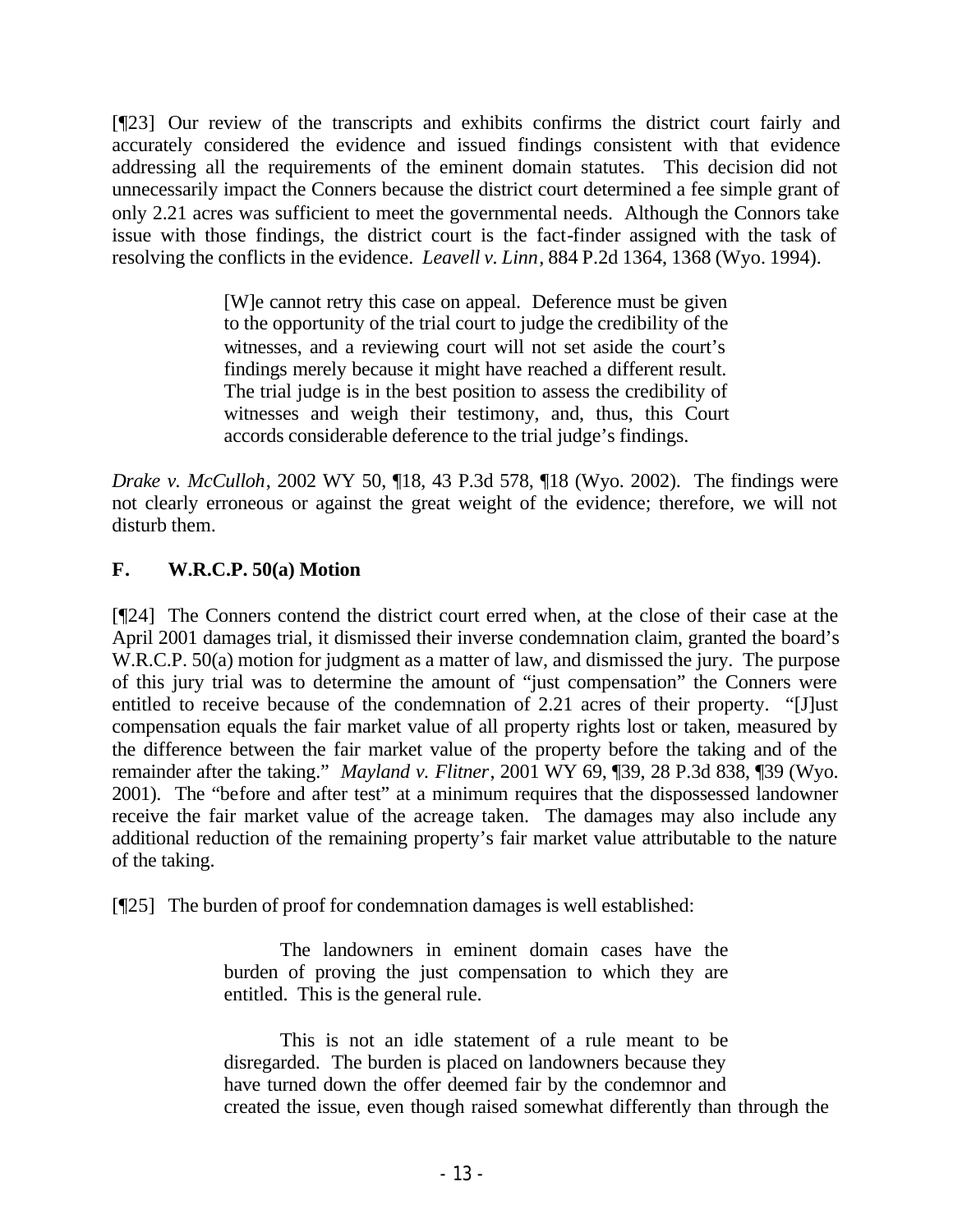[¶23] Our review of the transcripts and exhibits confirms the district court fairly and accurately considered the evidence and issued findings consistent with that evidence addressing all the requirements of the eminent domain statutes. This decision did not unnecessarily impact the Conners because the district court determined a fee simple grant of only 2.21 acres was sufficient to meet the governmental needs. Although the Connors take issue with those findings, the district court is the fact-finder assigned with the task of resolving the conflicts in the evidence. *Leavell v. Linn*, 884 P.2d 1364, 1368 (Wyo. 1994).

> [W]e cannot retry this case on appeal. Deference must be given to the opportunity of the trial court to judge the credibility of the witnesses, and a reviewing court will not set aside the court's findings merely because it might have reached a different result. The trial judge is in the best position to assess the credibility of witnesses and weigh their testimony, and, thus, this Court accords considerable deference to the trial judge's findings.

*Drake v. McCulloh*, 2002 WY 50, ¶18, 43 P.3d 578, ¶18 (Wyo. 2002). The findings were not clearly erroneous or against the great weight of the evidence; therefore, we will not disturb them.

## F. W.R.C.P. 50(a) Motion

[¶24] The Conners contend the district court erred when, at the close of their case at the April 2001 damages trial, it dismissed their inverse condemnation claim, granted the board's W.R.C.P. 50(a) motion for judgment as a matter of law, and dismissed the jury. The purpose of this jury trial was to determine the amount of "just compensation" the Conners were entitled to receive because of the condemnation of 2.21 acres of their property. "[J]ust compensation equals the fair market value of all property rights lost or taken, measured by the difference between the fair market value of the property before the taking and of the remainder after the taking." *Mayland v. Flitner*, 2001 WY 69, ¶39, 28 P.3d 838, ¶39 (Wyo. 2001). The "before and after test" at a minimum requires that the dispossessed landowner receive the fair market value of the acreage taken. The damages may also include any additional reduction of the remaining property's fair market value attributable to the nature of the taking.

[¶25] The burden of proof for condemnation damages is well established:

> The landowners in eminent domain cases have the burden of proving the just compensation to which they are entitled. This is the general rule.
>
> This is not an idle statement of a rule meant to be disregarded. The burden is placed on landowners because they have turned down the offer deemed fair by the condemnor and created the issue, even though raised somewhat differently than through the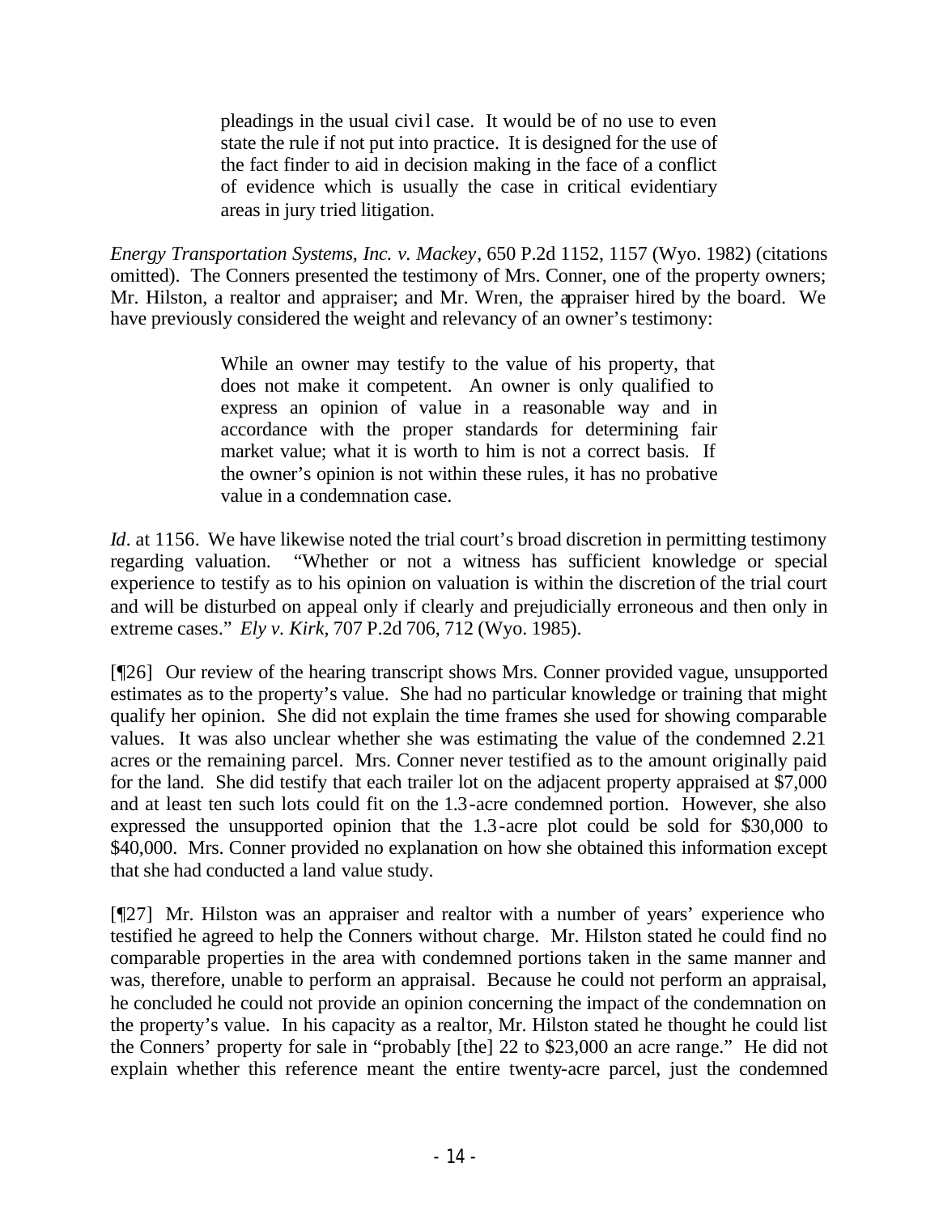> pleadings in the usual civil case. It would be of no use to even state the rule if not put into practice. It is designed for the use of the fact finder to aid in decision making in the face of a conflict of evidence which is usually the case in critical evidentiary areas in jury tried litigation.

*Energy Transportation Systems, Inc. v. Mackey*, 650 P.2d 1152, 1157 (Wyo. 1982) (citations omitted). The Conners presented the testimony of Mrs. Conner, one of the property owners; Mr. Hilston, a realtor and appraiser; and Mr. Wren, the appraiser hired by the board. We have previously considered the weight and relevancy of an owner's testimony:

> While an owner may testify to the value of his property, that does not make it competent. An owner is only qualified to express an opinion of value in a reasonable way and in accordance with the proper standards for determining fair market value; what it is worth to him is not a correct basis. If the owner's opinion is not within these rules, it has no probative value in a condemnation case.

*Id*. at 1156. We have likewise noted the trial court's broad discretion in permitting testimony regarding valuation. "Whether or not a witness has sufficient knowledge or special experience to testify as to his opinion on valuation is within the discretion of the trial court and will be disturbed on appeal only if clearly and prejudicially erroneous and then only in extreme cases." *Ely v. Kirk*, 707 P.2d 706, 712 (Wyo. 1985).

[¶26] Our review of the hearing transcript shows Mrs. Conner provided vague, unsupported estimates as to the property's value. She had no particular knowledge or training that might qualify her opinion. She did not explain the time frames she used for showing comparable values. It was also unclear whether she was estimating the value of the condemned 2.21 acres or the remaining parcel. Mrs. Conner never testified as to the amount originally paid for the land. She did testify that each trailer lot on the adjacent property appraised at $7,000 and at least ten such lots could fit on the 1.3-acre condemned portion. However, she also expressed the unsupported opinion that the 1.3-acre plot could be sold for $30,000 to $40,000. Mrs. Conner provided no explanation on how she obtained this information except that she had conducted a land value study.

[¶27] Mr. Hilston was an appraiser and realtor with a number of years' experience who testified he agreed to help the Conners without charge. Mr. Hilston stated he could find no comparable properties in the area with condemned portions taken in the same manner and was, therefore, unable to perform an appraisal. Because he could not perform an appraisal, he concluded he could not provide an opinion concerning the impact of the condemnation on the property's value. In his capacity as a realtor, Mr. Hilston stated he thought he could list the Conners' property for sale in "probably [the] 22 to $23,000 an acre range." He did not explain whether this reference meant the entire twenty-acre parcel, just the condemned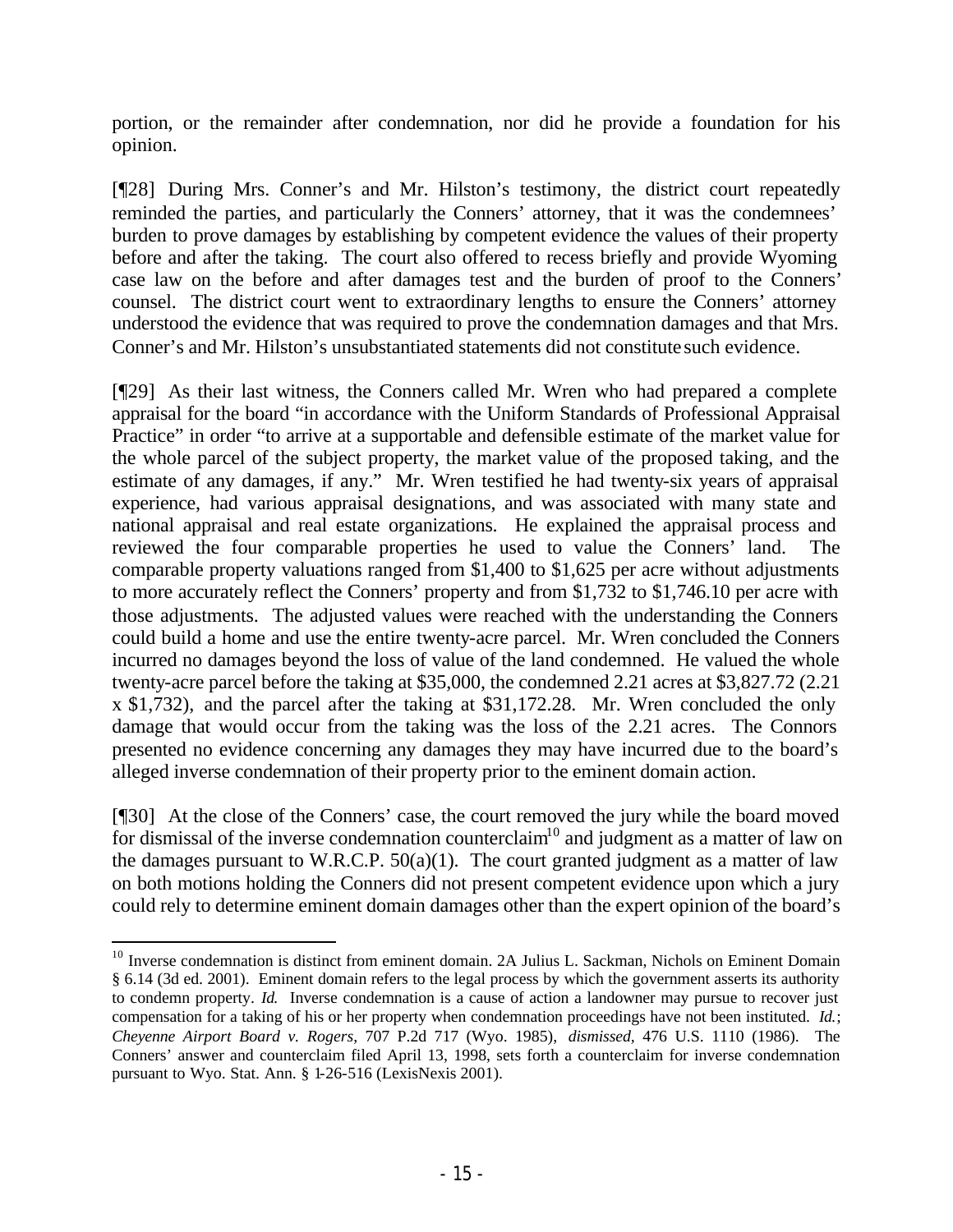portion, or the remainder after condemnation, nor did he provide a foundation for his opinion.

[¶28] During Mrs. Conner's and Mr. Hilston's testimony, the district court repeatedly reminded the parties, and particularly the Conners' attorney, that it was the condemnees' burden to prove damages by establishing by competent evidence the values of their property before and after the taking. The court also offered to recess briefly and provide Wyoming case law on the before and after damages test and the burden of proof to the Conners' counsel. The district court went to extraordinary lengths to ensure the Conners' attorney understood the evidence that was required to prove the condemnation damages and that Mrs. Conner's and Mr. Hilston's unsubstantiated statements did not constitute such evidence.

[¶29] As their last witness, the Conners called Mr. Wren who had prepared a complete appraisal for the board "in accordance with the Uniform Standards of Professional Appraisal Practice" in order "to arrive at a supportable and defensible estimate of the market value for the whole parcel of the subject property, the market value of the proposed taking, and the estimate of any damages, if any." Mr. Wren testified he had twenty-six years of appraisal experience, had various appraisal designations, and was associated with many state and national appraisal and real estate organizations. He explained the appraisal process and reviewed the four comparable properties he used to value the Conners' land. The comparable property valuations ranged from $1,400 to $1,625 per acre without adjustments to more accurately reflect the Conners' property and from $1,732 to $1,746.10 per acre with those adjustments. The adjusted values were reached with the understanding the Conners could build a home and use the entire twenty-acre parcel. Mr. Wren concluded the Conners incurred no damages beyond the loss of value of the land condemned. He valued the whole twenty-acre parcel before the taking at $35,000, the condemned 2.21 acres at $3,827.72 (2.21 x $1,732), and the parcel after the taking at $31,172.28. Mr. Wren concluded the only damage that would occur from the taking was the loss of the 2.21 acres. The Connors presented no evidence concerning any damages they may have incurred due to the board's alleged inverse condemnation of their property prior to the eminent domain action.

[¶30] At the close of the Conners' case, the court removed the jury while the board moved for dismissal of the inverse condemnation counterclaim[10] and judgment as a matter of law on the damages pursuant to W.R.C.P. 50(a)(1). The court granted judgment as a matter of law on both motions holding the Conners did not present competent evidence upon which a jury could rely to determine eminent domain damages other than the expert opinion of the board's

---

[10] Inverse condemnation is distinct from eminent domain. 2A Julius L. Sackman, Nichols on Eminent Domain § 6.14 (3d ed. 2001). Eminent domain refers to the legal process by which the government asserts its authority to condemn property. *Id.* Inverse condemnation is a cause of action a landowner may pursue to recover just compensation for a taking of his or her property when condemnation proceedings have not been instituted. *Id.*; *Cheyenne Airport Board v. Rogers*, 707 P.2d 717 (Wyo. 1985), *dismissed*, 476 U.S. 1110 (1986). The Conners' answer and counterclaim filed April 13, 1998, sets forth a counterclaim for inverse condemnation pursuant to Wyo. Stat. Ann. § 1-26-516 (LexisNexis 2001).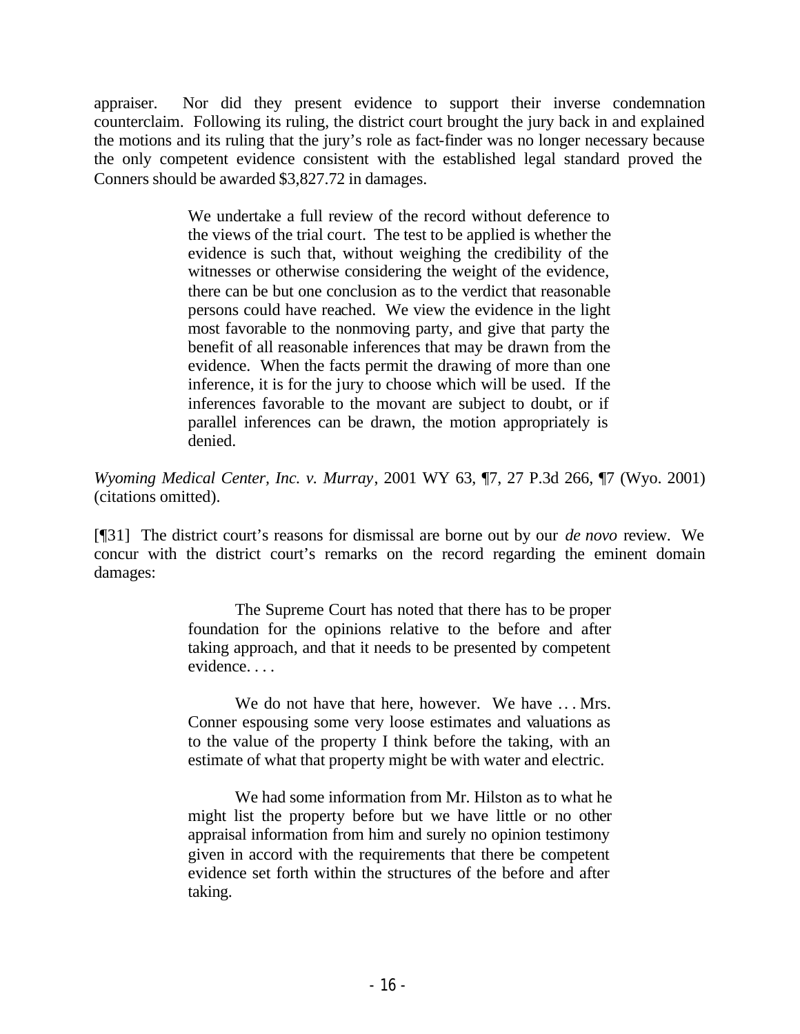appraiser. Nor did they present evidence to support their inverse condemnation counterclaim. Following its ruling, the district court brought the jury back in and explained the motions and its ruling that the jury's role as fact-finder was no longer necessary because the only competent evidence consistent with the established legal standard proved the Conners should be awarded $3,827.72 in damages.

> We undertake a full review of the record without deference to the views of the trial court. The test to be applied is whether the evidence is such that, without weighing the credibility of the witnesses or otherwise considering the weight of the evidence, there can be but one conclusion as to the verdict that reasonable persons could have reached. We view the evidence in the light most favorable to the nonmoving party, and give that party the benefit of all reasonable inferences that may be drawn from the evidence. When the facts permit the drawing of more than one inference, it is for the jury to choose which will be used. If the inferences favorable to the movant are subject to doubt, or if parallel inferences can be drawn, the motion appropriately is denied.

*Wyoming Medical Center, Inc. v. Murray*, 2001 WY 63, ¶7, 27 P.3d 266, ¶7 (Wyo. 2001) (citations omitted).

[¶31] The district court's reasons for dismissal are borne out by our *de novo* review. We concur with the district court's remarks on the record regarding the eminent domain damages:

> The Supreme Court has noted that there has to be proper foundation for the opinions relative to the before and after taking approach, and that it needs to be presented by competent evidence. . . .
>
> We do not have that here, however. We have . . . Mrs. Conner espousing some very loose estimates and valuations as to the value of the property I think before the taking, with an estimate of what that property might be with water and electric.
>
> We had some information from Mr. Hilston as to what he might list the property before but we have little or no other appraisal information from him and surely no opinion testimony given in accord with the requirements that there be competent evidence set forth within the structures of the before and after taking.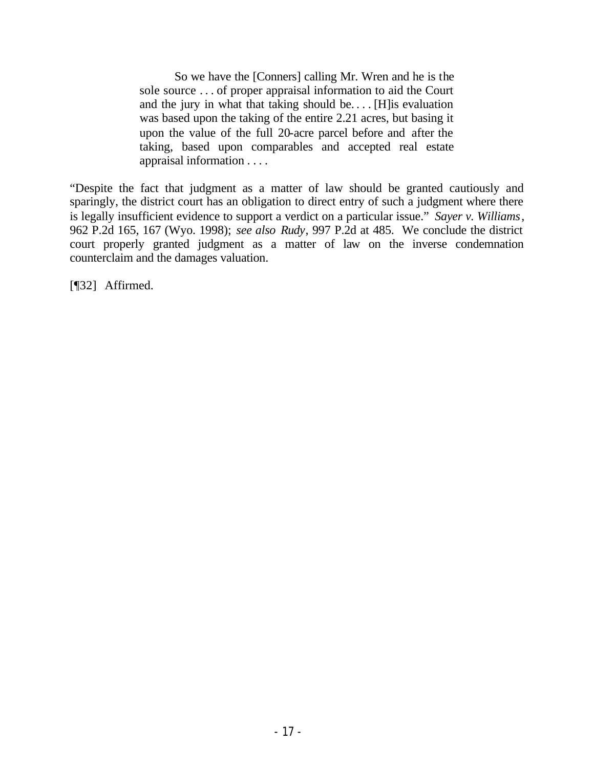> So we have the [Conners] calling Mr. Wren and he is the sole source . . . of proper appraisal information to aid the Court and the jury in what that taking should be. . . . [H]is evaluation was based upon the taking of the entire 2.21 acres, but basing it upon the value of the full 20-acre parcel before and after the taking, based upon comparables and accepted real estate appraisal information . . . .

"Despite the fact that judgment as a matter of law should be granted cautiously and sparingly, the district court has an obligation to direct entry of such a judgment where there is legally insufficient evidence to support a verdict on a particular issue." *Sayer v. Williams*, 962 P.2d 165, 167 (Wyo. 1998); *see also Rudy*, 997 P.2d at 485. We conclude the district court properly granted judgment as a matter of law on the inverse condemnation counterclaim and the damages valuation.

[¶32] Affirmed.